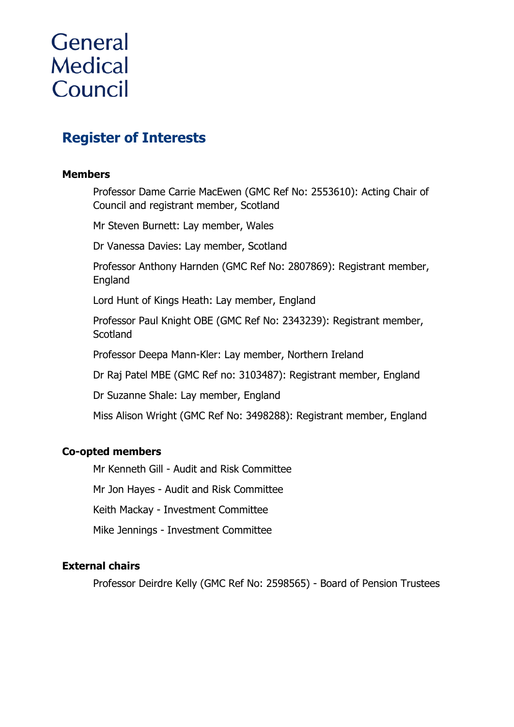General Medical Council

# Register of Interests

## Members

Professor Dame Carrie MacEwen (GMC Ref No: 2553610): Acting Chair of Council and registrant member, Scotland

Mr Steven Burnett: Lay member, Wales

Dr Vanessa Davies: Lay member, Scotland

Professor Anthony Harnden (GMC Ref No: 2807869): Registrant member, England

Lord Hunt of Kings Heath: Lay member, England

Professor Paul Knight OBE (GMC Ref No: 2343239): Registrant member, Scotland

Professor Deepa Mann-Kler: Lay member, Northern Ireland

Dr Raj Patel MBE (GMC Ref no: 3103487): Registrant member, England

Dr Suzanne Shale: Lay member, England

Miss Alison Wright (GMC Ref No: 3498288): Registrant member, England

## Co-opted members

Mr Kenneth Gill - Audit and Risk Committee

Mr Jon Hayes - Audit and Risk Committee

Keith Mackay - Investment Committee

Mike Jennings - Investment Committee

## External chairs

Professor Deirdre Kelly (GMC Ref No: 2598565) - Board of Pension Trustees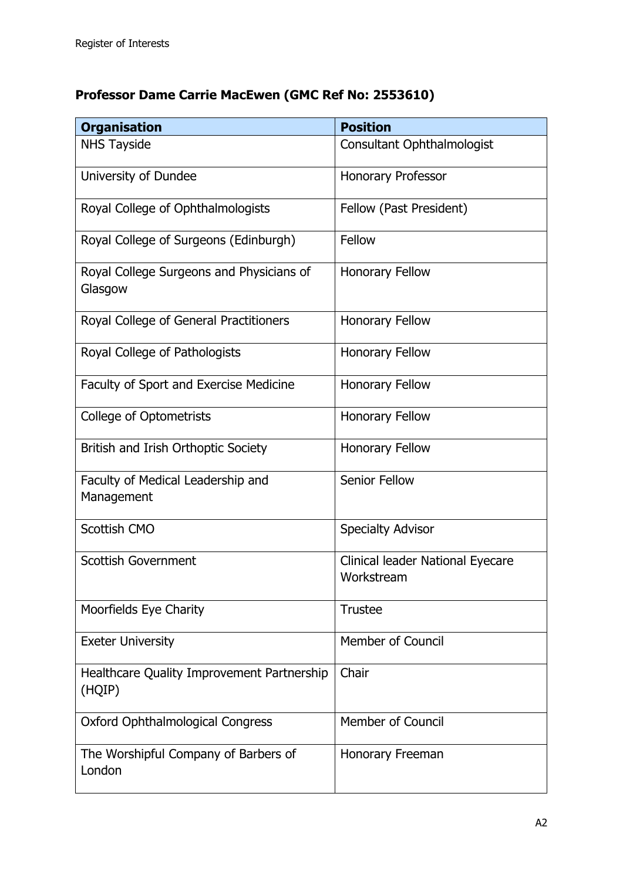**Professor Dame Carrie MacEwen (GMC Ref No: 2553610)**

| Organisation | Position |
|---|---|
| NHS Tayside | Consultant Ophthalmologist |
| University of Dundee | Honorary Professor |
| Royal College of Ophthalmologists | Fellow (Past President) |
| Royal College of Surgeons (Edinburgh) | Fellow |
| Royal College Surgeons and Physicians of Glasgow | Honorary Fellow |
| Royal College of General Practitioners | Honorary Fellow |
| Royal College of Pathologists | Honorary Fellow |
| Faculty of Sport and Exercise Medicine | Honorary Fellow |
| College of Optometrists | Honorary Fellow |
| British and Irish Orthoptic Society | Honorary Fellow |
| Faculty of Medical Leadership and Management | Senior Fellow |
| Scottish CMO | Specialty Advisor |
| Scottish Government | Clinical leader National Eyecare Workstream |
| Moorfields Eye Charity | Trustee |
| Exeter University | Member of Council |
| Healthcare Quality Improvement Partnership (HQIP) | Chair |
| Oxford Ophthalmological Congress | Member of Council |
| The Worshipful Company of Barbers of London | Honorary Freeman |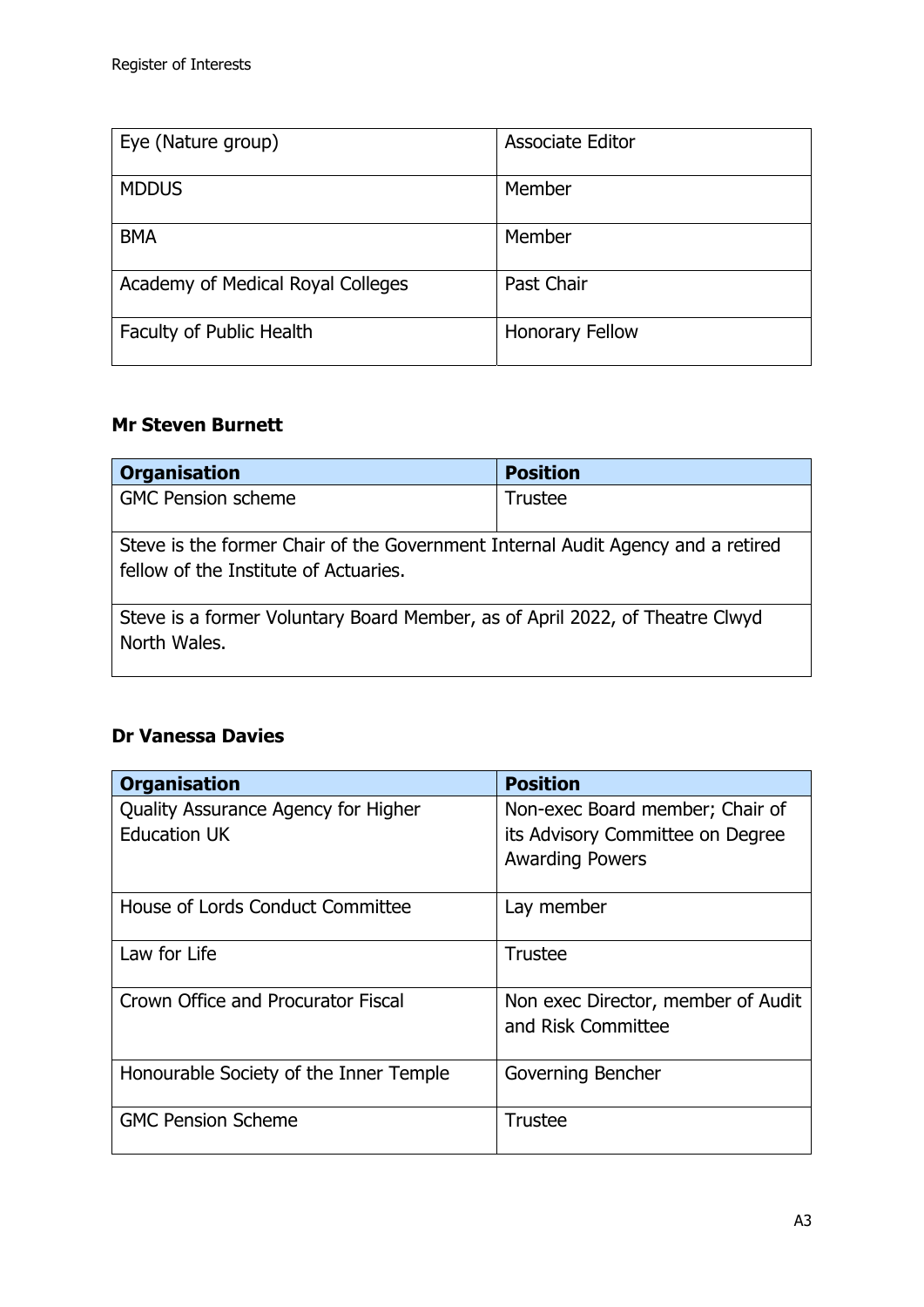| | |
|---|---|
| Eye (Nature group) | Associate Editor |
| MDDUS | Member |
| BMA | Member |
| Academy of Medical Royal Colleges | Past Chair |
| Faculty of Public Health | Honorary Fellow |

### Mr Steven Burnett

| Organisation | Position |
|---|---|
| GMC Pension scheme | Trustee |
| Steve is the former Chair of the Government Internal Audit Agency and a retired fellow of the Institute of Actuaries. | |
| Steve is a former Voluntary Board Member, as of April 2022, of Theatre Clwyd North Wales. | |

### Dr Vanessa Davies

| Organisation | Position |
|---|---|
| Quality Assurance Agency for Higher Education UK | Non-exec Board member; Chair of its Advisory Committee on Degree Awarding Powers |
| House of Lords Conduct Committee | Lay member |
| Law for Life | Trustee |
| Crown Office and Procurator Fiscal | Non exec Director, member of Audit and Risk Committee |
| Honourable Society of the Inner Temple | Governing Bencher |
| GMC Pension Scheme | Trustee |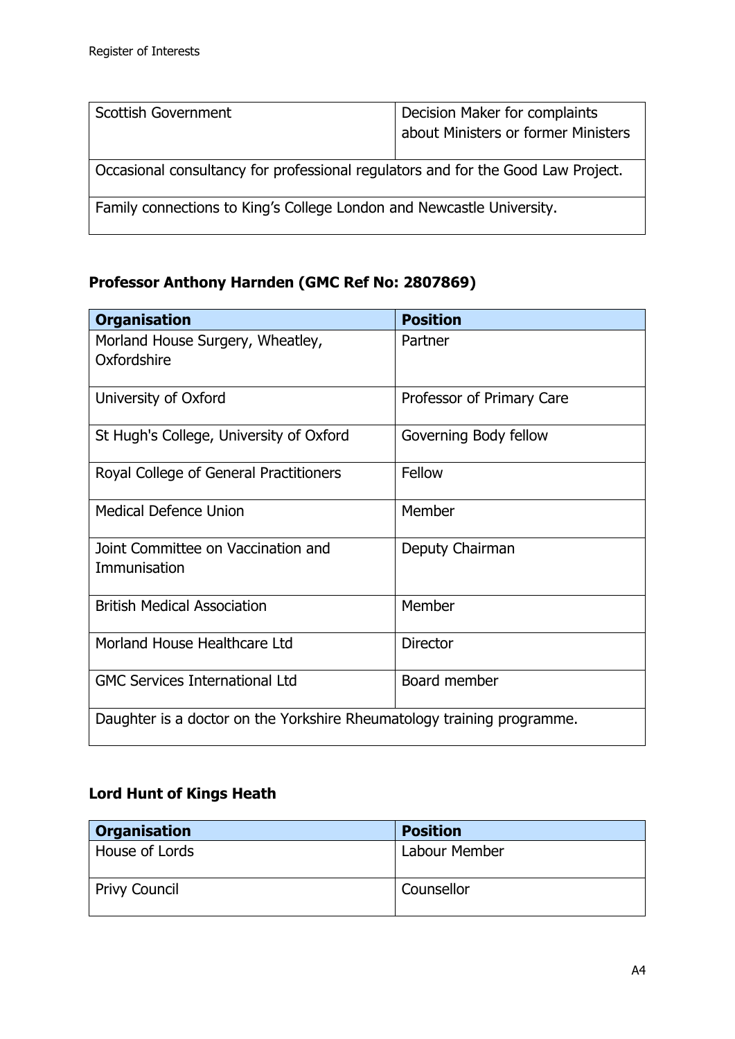| Scottish Government | Decision Maker for complaints about Ministers or former Ministers |
|---|---|
| Occasional consultancy for professional regulators and for the Good Law Project. | |
| Family connections to King's College London and Newcastle University. | |

**Professor Anthony Harnden (GMC Ref No: 2807869)**

| Organisation | Position |
|---|---|
| Morland House Surgery, Wheatley, Oxfordshire | Partner |
| University of Oxford | Professor of Primary Care |
| St Hugh's College, University of Oxford | Governing Body fellow |
| Royal College of General Practitioners | Fellow |
| Medical Defence Union | Member |
| Joint Committee on Vaccination and Immunisation | Deputy Chairman |
| British Medical Association | Member |
| Morland House Healthcare Ltd | Director |
| GMC Services International Ltd | Board member |
| Daughter is a doctor on the Yorkshire Rheumatology training programme. | |

**Lord Hunt of Kings Heath**

| Organisation | Position |
|---|---|
| House of Lords | Labour Member |
| Privy Council | Counsellor |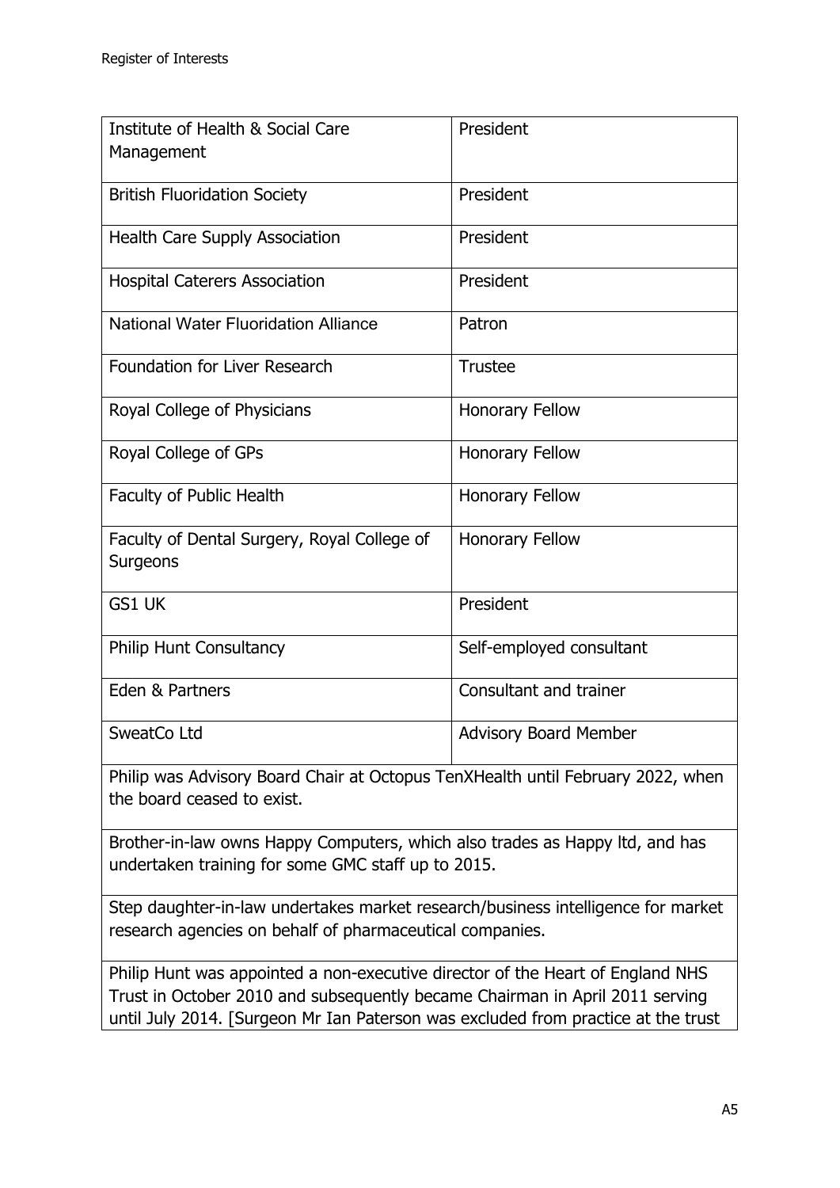| | |
|---|---|
| Institute of Health & Social Care Management | President |
| British Fluoridation Society | President |
| Health Care Supply Association | President |
| Hospital Caterers Association | President |
| National Water Fluoridation Alliance | Patron |
| Foundation for Liver Research | Trustee |
| Royal College of Physicians | Honorary Fellow |
| Royal College of GPs | Honorary Fellow |
| Faculty of Public Health | Honorary Fellow |
| Faculty of Dental Surgery, Royal College of Surgeons | Honorary Fellow |
| GS1 UK | President |
| Philip Hunt Consultancy | Self-employed consultant |
| Eden & Partners | Consultant and trainer |
| SweatCo Ltd | Advisory Board Member |
| Philip was Advisory Board Chair at Octopus TenXHealth until February 2022, when the board ceased to exist. | |
| Brother-in-law owns Happy Computers, which also trades as Happy ltd, and has undertaken training for some GMC staff up to 2015. | |
| Step daughter-in-law undertakes market research/business intelligence for market research agencies on behalf of pharmaceutical companies. | |
| Philip Hunt was appointed a non-executive director of the Heart of England NHS Trust in October 2010 and subsequently became Chairman in April 2011 serving until July 2014. [Surgeon Mr Ian Paterson was excluded from practice at the trust | |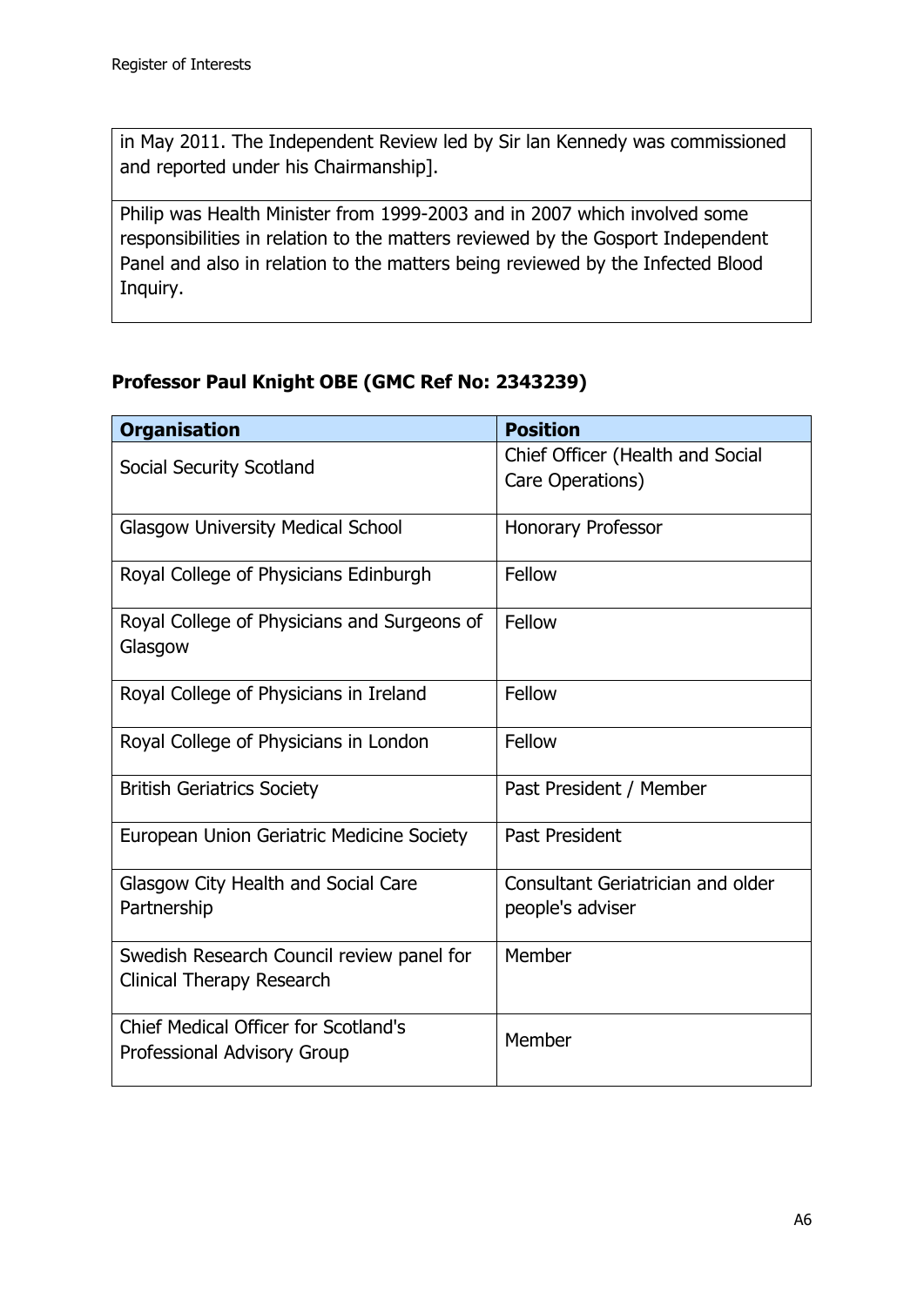| |
|---|
| in May 2011. The Independent Review led by Sir Ian Kennedy was commissioned and reported under his Chairmanship]. |
| Philip was Health Minister from 1999-2003 and in 2007 which involved some responsibilities in relation to the matters reviewed by the Gosport Independent Panel and also in relation to the matters being reviewed by the Infected Blood Inquiry. |

**Professor Paul Knight OBE (GMC Ref No: 2343239)**

| Organisation | Position |
|---|---|
| Social Security Scotland | Chief Officer (Health and Social Care Operations) |
| Glasgow University Medical School | Honorary Professor |
| Royal College of Physicians Edinburgh | Fellow |
| Royal College of Physicians and Surgeons of Glasgow | Fellow |
| Royal College of Physicians in Ireland | Fellow |
| Royal College of Physicians in London | Fellow |
| British Geriatrics Society | Past President / Member |
| European Union Geriatric Medicine Society | Past President |
| Glasgow City Health and Social Care Partnership | Consultant Geriatrician and older people's adviser |
| Swedish Research Council review panel for Clinical Therapy Research | Member |
| Chief Medical Officer for Scotland's Professional Advisory Group | Member |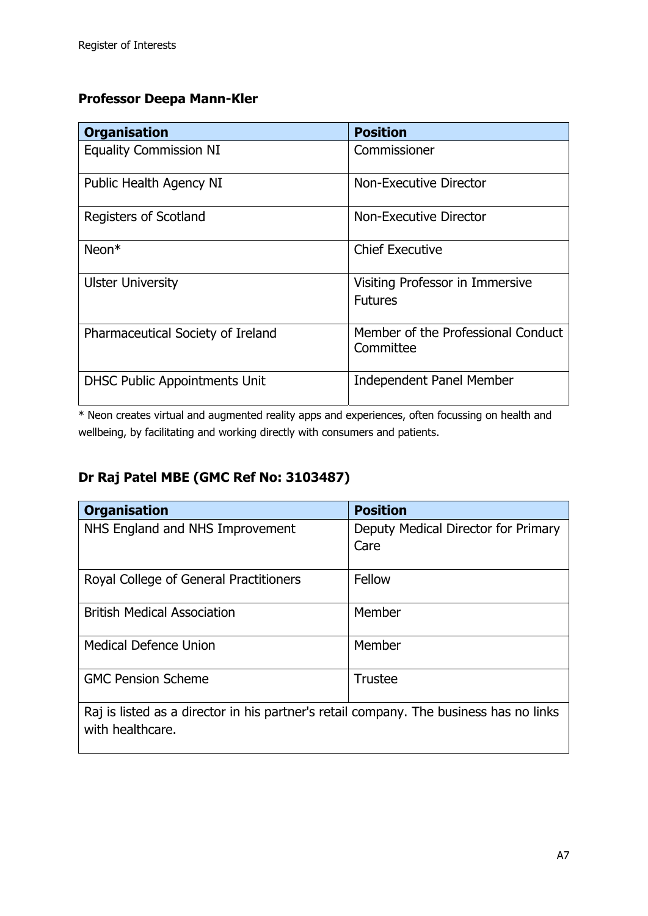### Professor Deepa Mann-Kler

| Organisation | Position |
|---|---|
| Equality Commission NI | Commissioner |
| Public Health Agency NI | Non-Executive Director |
| Registers of Scotland | Non-Executive Director |
| Neon* | Chief Executive |
| Ulster University | Visiting Professor in Immersive Futures |
| Pharmaceutical Society of Ireland | Member of the Professional Conduct Committee |
| DHSC Public Appointments Unit | Independent Panel Member |

* Neon creates virtual and augmented reality apps and experiences, often focussing on health and wellbeing, by facilitating and working directly with consumers and patients.

### Dr Raj Patel MBE (GMC Ref No: 3103487)

| Organisation | Position |
|---|---|
| NHS England and NHS Improvement | Deputy Medical Director for Primary Care |
| Royal College of General Practitioners | Fellow |
| British Medical Association | Member |
| Medical Defence Union | Member |
| GMC Pension Scheme | Trustee |
| Raj is listed as a director in his partner's retail company. The business has no links with healthcare. | |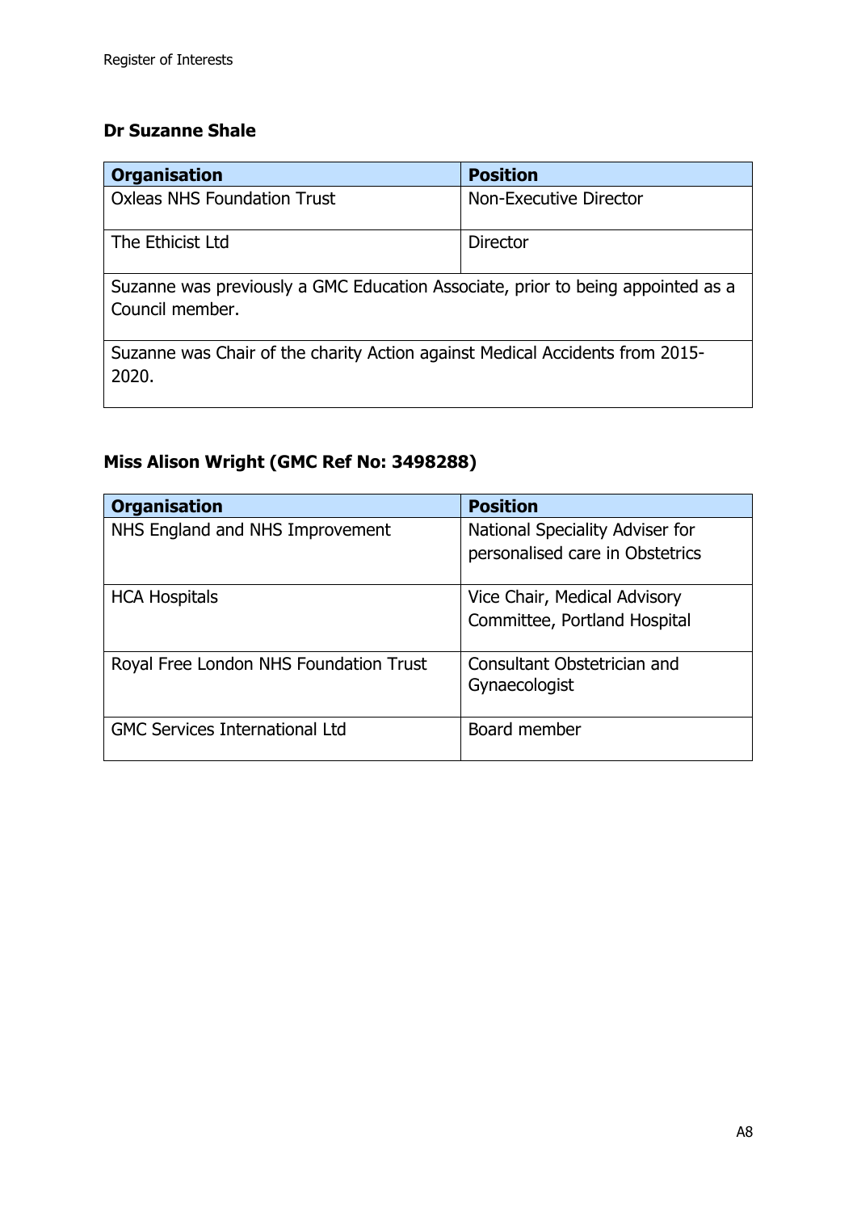### Dr Suzanne Shale

| Organisation | Position |
|---|---|
| Oxleas NHS Foundation Trust | Non-Executive Director |
| The Ethicist Ltd | Director |
| Suzanne was previously a GMC Education Associate, prior to being appointed as a Council member. | |
| Suzanne was Chair of the charity Action against Medical Accidents from 2015-2020. | |

### Miss Alison Wright (GMC Ref No: 3498288)

| Organisation | Position |
|---|---|
| NHS England and NHS Improvement | National Speciality Adviser for personalised care in Obstetrics |
| HCA Hospitals | Vice Chair, Medical Advisory Committee, Portland Hospital |
| Royal Free London NHS Foundation Trust | Consultant Obstetrician and Gynaecologist |
| GMC Services International Ltd | Board member |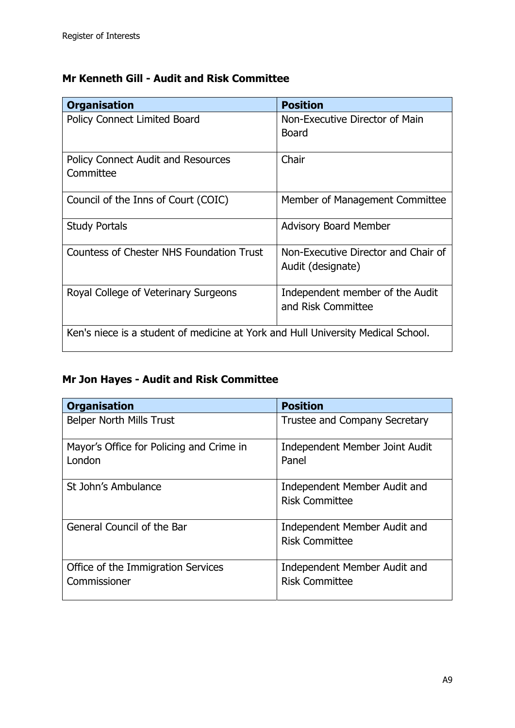**Mr Kenneth Gill - Audit and Risk Committee**

| Organisation | Position |
|---|---|
| Policy Connect Limited Board | Non-Executive Director of Main Board |
| Policy Connect Audit and Resources Committee | Chair |
| Council of the Inns of Court (COIC) | Member of Management Committee |
| Study Portals | Advisory Board Member |
| Countess of Chester NHS Foundation Trust | Non-Executive Director and Chair of Audit (designate) |
| Royal College of Veterinary Surgeons | Independent member of the Audit and Risk Committee |
| Ken's niece is a student of medicine at York and Hull University Medical School. | |

**Mr Jon Hayes - Audit and Risk Committee**

| Organisation | Position |
|---|---|
| Belper North Mills Trust | Trustee and Company Secretary |
| Mayor's Office for Policing and Crime in London | Independent Member Joint Audit Panel |
| St John's Ambulance | Independent Member Audit and Risk Committee |
| General Council of the Bar | Independent Member Audit and Risk Committee |
| Office of the Immigration Services Commissioner | Independent Member Audit and Risk Committee |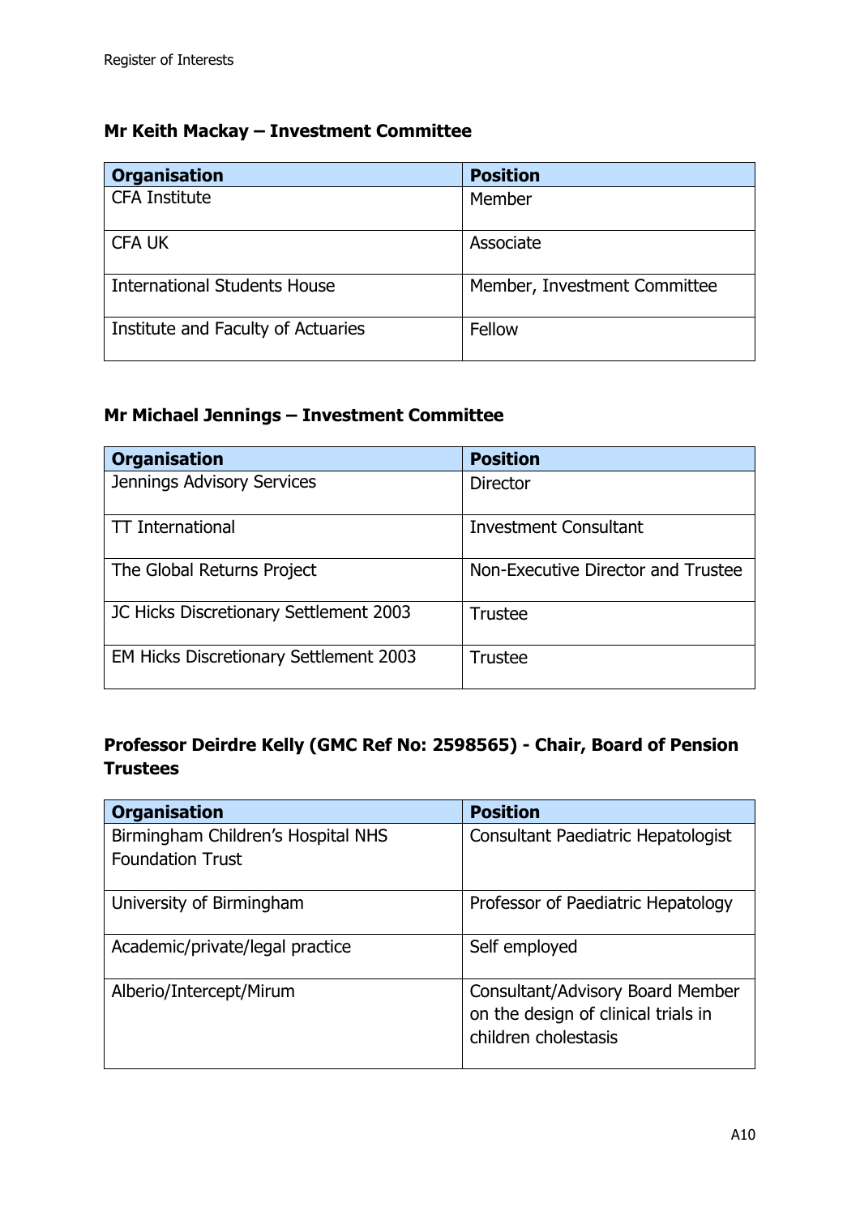### Mr Keith Mackay – Investment Committee

| Organisation | Position |
|---|---|
| CFA Institute | Member |
| CFA UK | Associate |
| International Students House | Member, Investment Committee |
| Institute and Faculty of Actuaries | Fellow |

### Mr Michael Jennings – Investment Committee

| Organisation | Position |
|---|---|
| Jennings Advisory Services | Director |
| TT International | Investment Consultant |
| The Global Returns Project | Non-Executive Director and Trustee |
| JC Hicks Discretionary Settlement 2003 | Trustee |
| EM Hicks Discretionary Settlement 2003 | Trustee |

### Professor Deirdre Kelly (GMC Ref No: 2598565) - Chair, Board of Pension Trustees

| Organisation | Position |
|---|---|
| Birmingham Children's Hospital NHS Foundation Trust | Consultant Paediatric Hepatologist |
| University of Birmingham | Professor of Paediatric Hepatology |
| Academic/private/legal practice | Self employed |
| Alberio/Intercept/Mirum | Consultant/Advisory Board Member on the design of clinical trials in children cholestasis |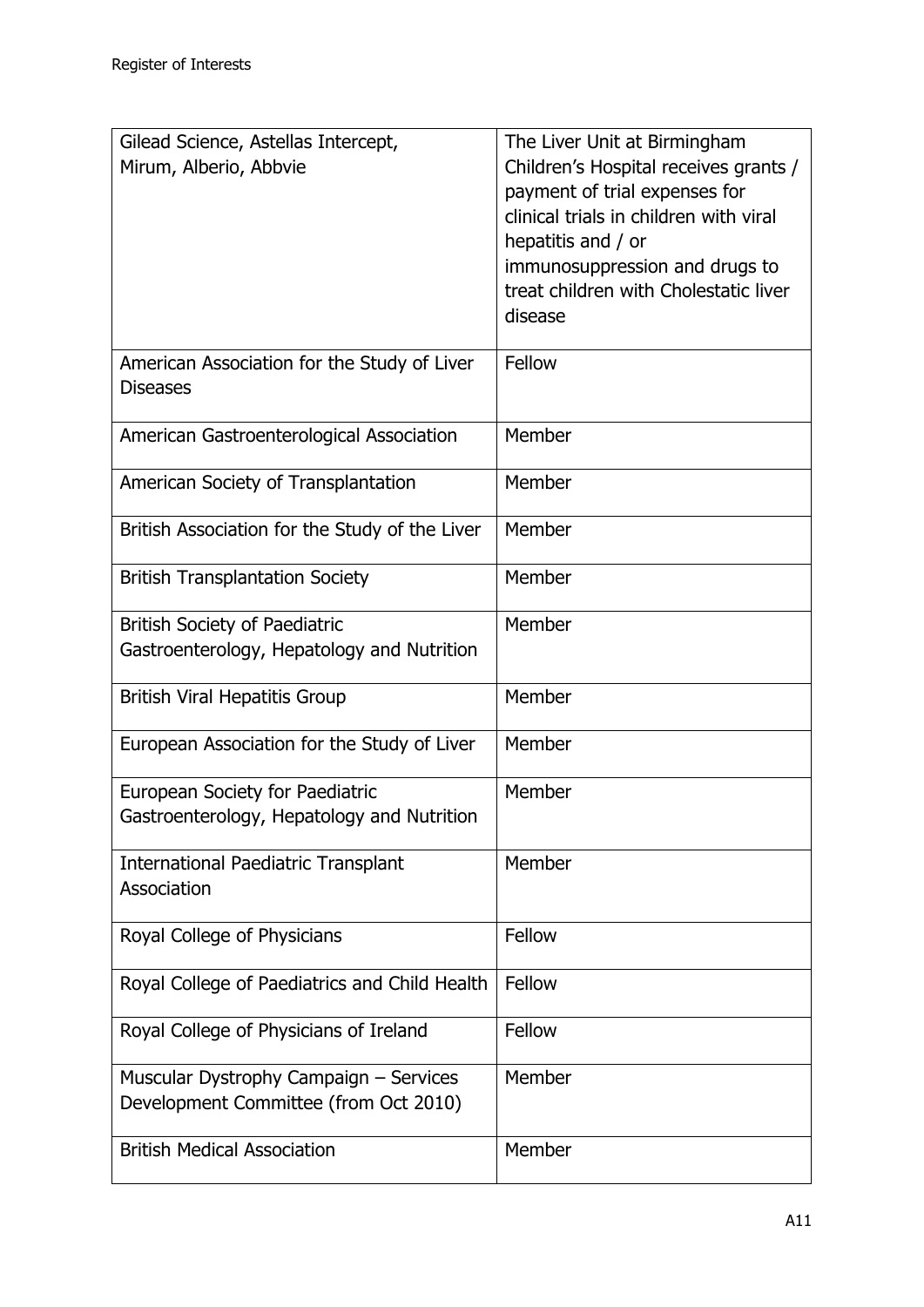| Gilead Science, Astellas Intercept, Mirum, Alberio, Abbvie | The Liver Unit at Birmingham Children's Hospital receives grants / payment of trial expenses for clinical trials in children with viral hepatitis and / or immunosuppression and drugs to treat children with Cholestatic liver disease |
|---|---|
| American Association for the Study of Liver Diseases | Fellow |
| American Gastroenterological Association | Member |
| American Society of Transplantation | Member |
| British Association for the Study of the Liver | Member |
| British Transplantation Society | Member |
| British Society of Paediatric Gastroenterology, Hepatology and Nutrition | Member |
| British Viral Hepatitis Group | Member |
| European Association for the Study of Liver | Member |
| European Society for Paediatric Gastroenterology, Hepatology and Nutrition | Member |
| International Paediatric Transplant Association | Member |
| Royal College of Physicians | Fellow |
| Royal College of Paediatrics and Child Health | Fellow |
| Royal College of Physicians of Ireland | Fellow |
| Muscular Dystrophy Campaign – Services Development Committee (from Oct 2010) | Member |
| British Medical Association | Member |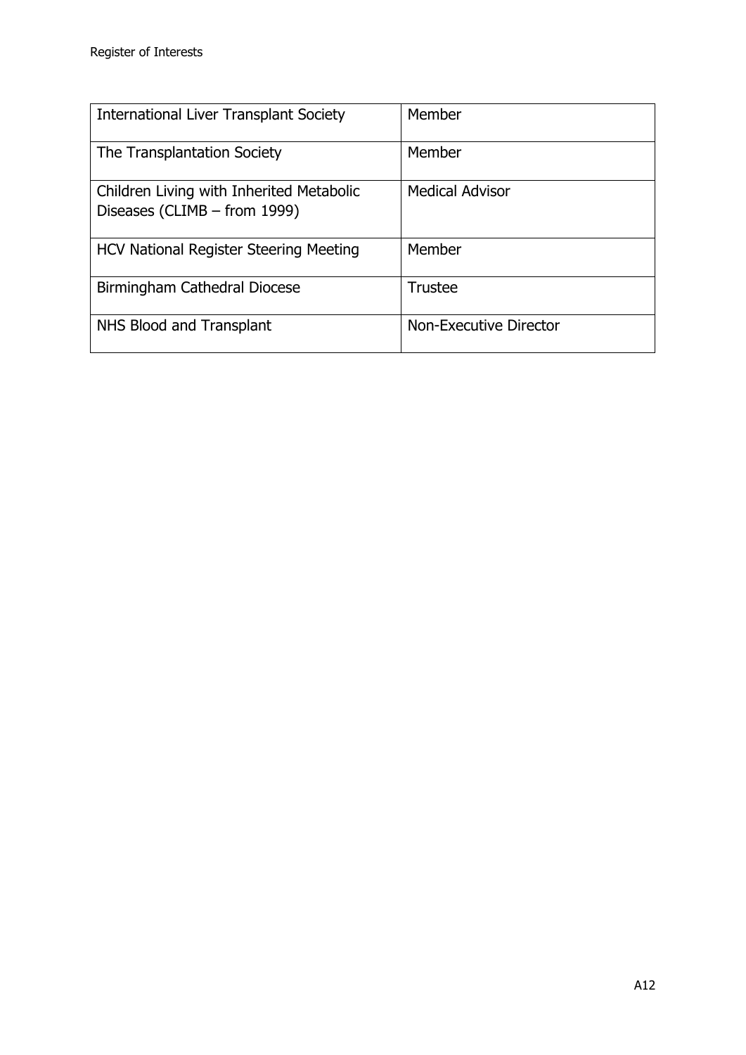| | |
|---|---|
| International Liver Transplant Society | Member |
| The Transplantation Society | Member |
| Children Living with Inherited Metabolic Diseases (CLIMB – from 1999) | Medical Advisor |
| HCV National Register Steering Meeting | Member |
| Birmingham Cathedral Diocese | Trustee |
| NHS Blood and Transplant | Non-Executive Director |